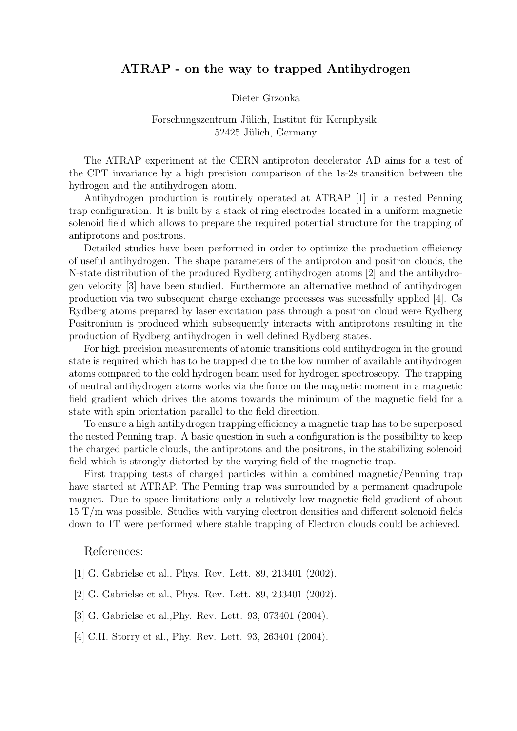# ATRAP - on the way to trapped Antihydrogen

Dieter Grzonka

Forschungszentrum Jülich, Institut für Kernphysik,
52425 Jülich, Germany

The ATRAP experiment at the CERN antiproton decelerator AD aims for a test of the CPT invariance by a high precision comparison of the 1s-2s transition between the hydrogen and the antihydrogen atom.

Antihydrogen production is routinely operated at ATRAP [1] in a nested Penning trap configuration. It is built by a stack of ring electrodes located in a uniform magnetic solenoid field which allows to prepare the required potential structure for the trapping of antiprotons and positrons.

Detailed studies have been performed in order to optimize the production efficiency of useful antihydrogen. The shape parameters of the antiproton and positron clouds, the N-state distribution of the produced Rydberg antihydrogen atoms [2] and the antihydrogen velocity [3] have been studied. Furthermore an alternative method of antihydrogen production via two subsequent charge exchange processes was sucessfully applied [4]. Cs Rydberg atoms prepared by laser excitation pass through a positron cloud were Rydberg Positronium is produced which subsequently interacts with antiprotons resulting in the production of Rydberg antihydrogen in well defined Rydberg states.

For high precision measurements of atomic transitions cold antihydrogen in the ground state is required which has to be trapped due to the low number of available antihydrogen atoms compared to the cold hydrogen beam used for hydrogen spectroscopy. The trapping of neutral antihydrogen atoms works via the force on the magnetic moment in a magnetic field gradient which drives the atoms towards the minimum of the magnetic field for a state with spin orientation parallel to the field direction.

To ensure a high antihydrogen trapping efficiency a magnetic trap has to be superposed the nested Penning trap. A basic question in such a configuration is the possibility to keep the charged particle clouds, the antiprotons and the positrons, in the stabilizing solenoid field which is strongly distorted by the varying field of the magnetic trap.

First trapping tests of charged particles within a combined magnetic/Penning trap have started at ATRAP. The Penning trap was surrounded by a permanent quadrupole magnet. Due to space limitations only a relatively low magnetic field gradient of about 15 T/m was possible. Studies with varying electron densities and different solenoid fields down to 1T were performed where stable trapping of Electron clouds could be achieved.

## References:

[1] G. Gabrielse et al., Phys. Rev. Lett. 89, 213401 (2002).

[2] G. Gabrielse et al., Phys. Rev. Lett. 89, 233401 (2002).

[3] G. Gabrielse et al.,Phy. Rev. Lett. 93, 073401 (2004).

[4] C.H. Storry et al., Phy. Rev. Lett. 93, 263401 (2004).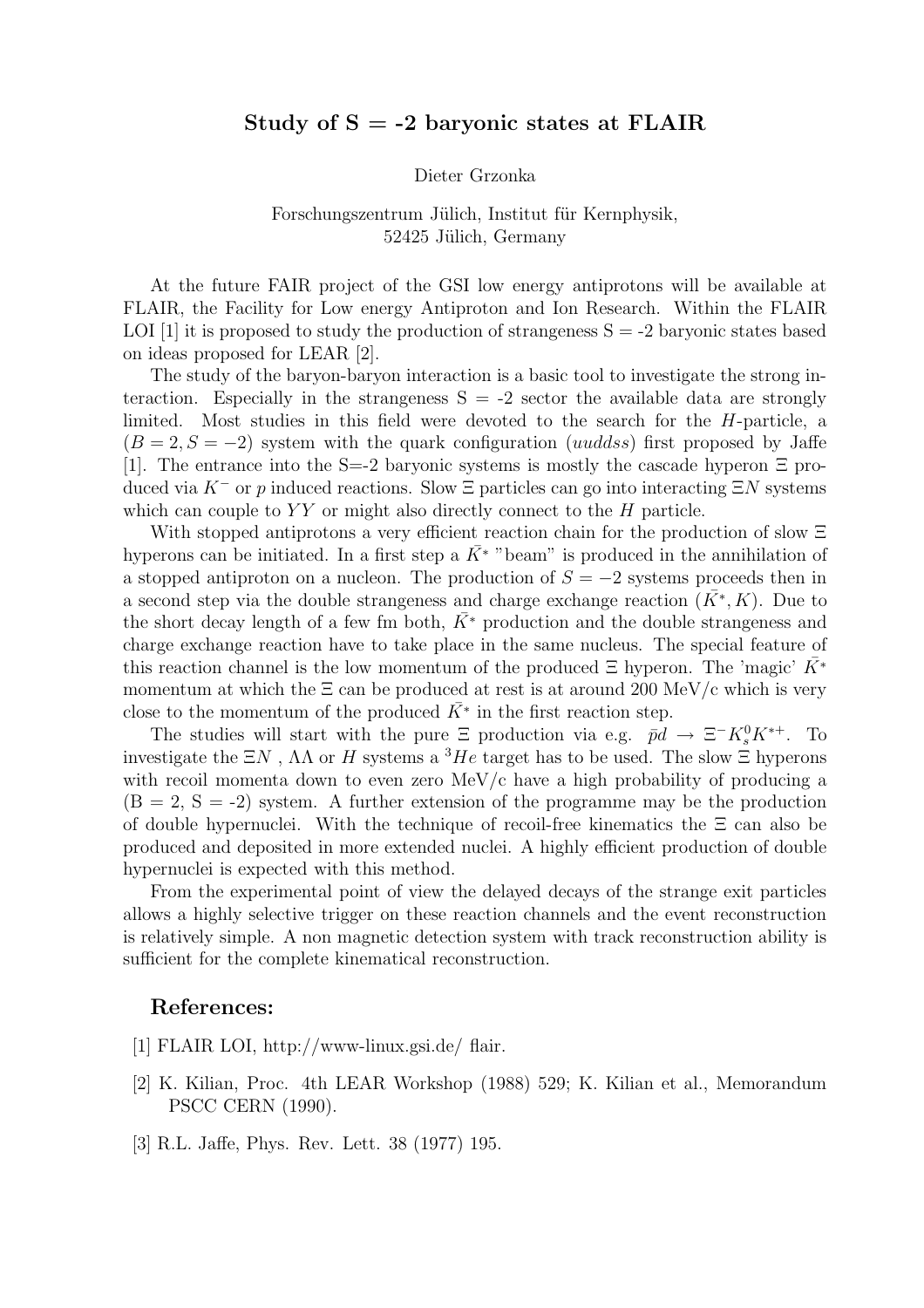# Study of S = -2 baryonic states at FLAIR

Dieter Grzonka

Forschungszentrum Jülich, Institut für Kernphysik,
52425 Jülich, Germany

At the future FAIR project of the GSI low energy antiprotons will be available at FLAIR, the Facility for Low energy Antiproton and Ion Research. Within the FLAIR LOI [1] it is proposed to study the production of strangeness S = -2 baryonic states based on ideas proposed for LEAR [2].

The study of the baryon-baryon interaction is a basic tool to investigate the strong interaction. Especially in the strangeness S = -2 sector the available data are strongly limited. Most studies in this field were devoted to the search for the $H$-particle, a $(B = 2, S = -2)$ system with the quark configuration $(uuddss)$ first proposed by Jaffe [1]. The entrance into the S=-2 baryonic systems is mostly the cascade hyperon $\Xi$ produced via $K^-$ or $p$ induced reactions. Slow $\Xi$ particles can go into interacting $\Xi N$ systems which can couple to $YY$ or might also directly connect to the $H$ particle.

With stopped antiprotons a very efficient reaction chain for the production of slow $\Xi$ hyperons can be initiated. In a first step a $\bar{K^*}$ "beam" is produced in the annihilation of a stopped antiproton on a nucleon. The production of $S = -2$ systems proceeds then in a second step via the double strangeness and charge exchange reaction $(\bar{K^*}, K)$. Due to the short decay length of a few fm both, $\bar{K^*}$ production and the double strangeness and charge exchange reaction have to take place in the same nucleus. The special feature of this reaction channel is the low momentum of the produced $\Xi$ hyperon. The 'magic' $\bar{K^*}$ momentum at which the $\Xi$ can be produced at rest is at around 200 MeV/c which is very close to the momentum of the produced $\bar{K^*}$ in the first reaction step.

The studies will start with the pure $\Xi$ production via e.g. $\bar{p}d \rightarrow \Xi^- K_s^0 K^{*+}$. To investigate the $\Xi N$ , $\Lambda\Lambda$ or $H$ systems a $^3He$ target has to be used. The slow $\Xi$ hyperons with recoil momenta down to even zero MeV/c have a high probability of producing a (B = 2, S = -2) system. A further extension of the programme may be the production of double hypernuclei. With the technique of recoil-free kinematics the $\Xi$ can also be produced and deposited in more extended nuclei. A highly efficient production of double hypernuclei is expected with this method.

From the experimental point of view the delayed decays of the strange exit particles allows a highly selective trigger on these reaction channels and the event reconstruction is relatively simple. A non magnetic detection system with track reconstruction ability is sufficient for the complete kinematical reconstruction.

## References:

[1] FLAIR LOI, http://www-linux.gsi.de/ flair.

[2] K. Kilian, Proc. 4th LEAR Workshop (1988) 529; K. Kilian et al., Memorandum PSCC CERN (1990).

[3] R.L. Jaffe, Phys. Rev. Lett. 38 (1977) 195.